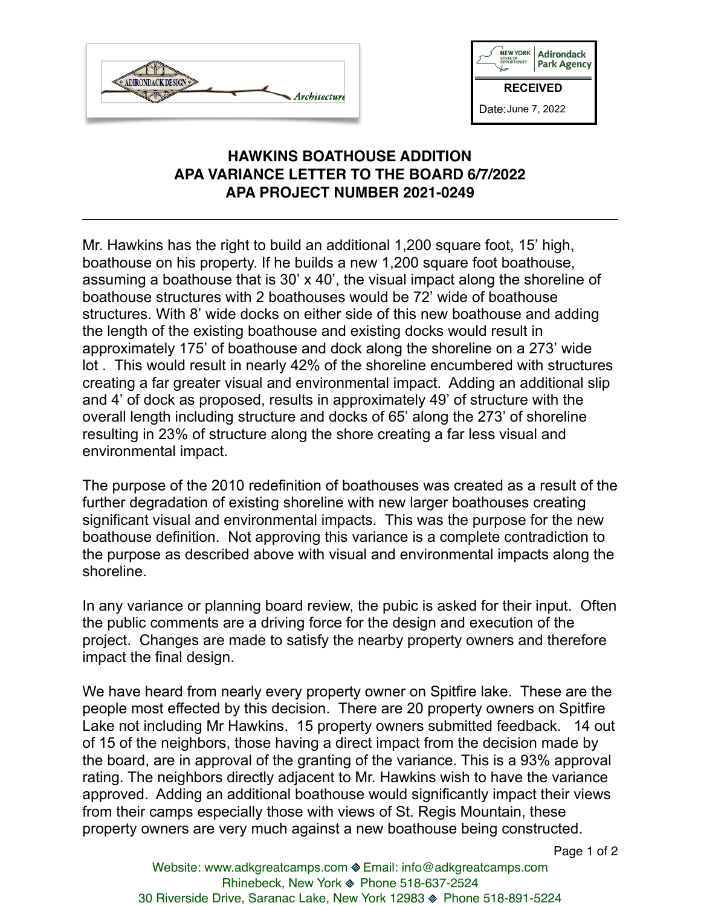ADIRONDACK DESIGN Architecture

NEW YORK STATE OF OPPORTUNITY. Adirondack Park Agency

**RECEIVED**

Date: June 7, 2022

## HAWKINS BOATHOUSE ADDITION
## APA VARIANCE LETTER TO THE BOARD 6/7/2022
## APA PROJECT NUMBER 2021-0249

---

Mr. Hawkins has the right to build an additional 1,200 square foot, 15' high, boathouse on his property. If he builds a new 1,200 square foot boathouse, assuming a boathouse that is 30' x 40', the visual impact along the shoreline of boathouse structures with 2 boathouses would be 72' wide of boathouse structures. With 8' wide docks on either side of this new boathouse and adding the length of the existing boathouse and existing docks would result in approximately 175' of boathouse and dock along the shoreline on a 273' wide lot . This would result in nearly 42% of the shoreline encumbered with structures creating a far greater visual and environmental impact. Adding an additional slip and 4' of dock as proposed, results in approximately 49' of structure with the overall length including structure and docks of 65' along the 273' of shoreline resulting in 23% of structure along the shore creating a far less visual and environmental impact.

The purpose of the 2010 redefinition of boathouses was created as a result of the further degradation of existing shoreline with new larger boathouses creating significant visual and environmental impacts. This was the purpose for the new boathouse definition. Not approving this variance is a complete contradiction to the purpose as described above with visual and environmental impacts along the shoreline.

In any variance or planning board review, the pubic is asked for their input. Often the public comments are a driving force for the design and execution of the project. Changes are made to satisfy the nearby property owners and therefore impact the final design.

We have heard from nearly every property owner on Spitfire lake. These are the people most effected by this decision. There are 20 property owners on Spitfire Lake not including Mr Hawkins. 15 property owners submitted feedback. 14 out of 15 of the neighbors, those having a direct impact from the decision made by the board, are in approval of the granting of the variance. This is a 93% approval rating. The neighbors directly adjacent to Mr. Hawkins wish to have the variance approved. Adding an additional boathouse would significantly impact their views from their camps especially those with views of St. Regis Mountain, these property owners are very much against a new boathouse being constructed.

Website: www.adkgreatcamps.com ◈ Email: info@adkgreatcamps.com
Rhinebeck, New York ◈ Phone 518-637-2524
30 Riverside Drive, Saranac Lake, New York 12983 ◈ Phone 518-891-5224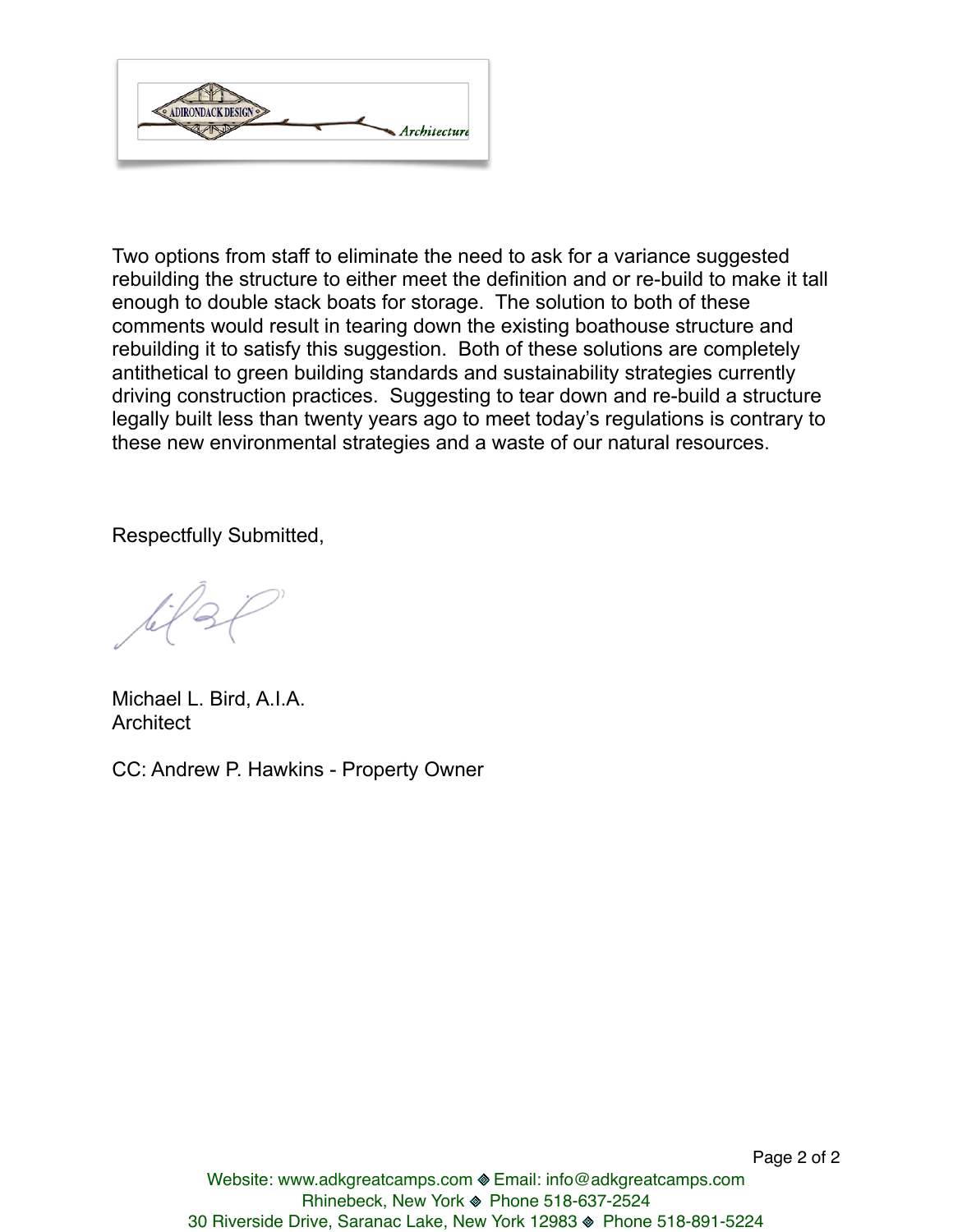Two options from staff to eliminate the need to ask for a variance suggested rebuilding the structure to either meet the definition and or re-build to make it tall enough to double stack boats for storage. The solution to both of these comments would result in tearing down the existing boathouse structure and rebuilding it to satisfy this suggestion. Both of these solutions are completely antithetical to green building standards and sustainability strategies currently driving construction practices. Suggesting to tear down and re-build a structure legally built less than twenty years ago to meet today's regulations is contrary to these new environmental strategies and a waste of our natural resources.

Respectfully Submitted,

Michael L. Bird, A.I.A.
Architect

CC: Andrew P. Hawkins - Property Owner

Website: www.adkgreatcamps.com ◈ Email: info@adkgreatcamps.com
Rhinebeck, New York ◈ Phone 518-637-2524
30 Riverside Drive, Saranac Lake, New York 12983 ◈ Phone 518-891-5224